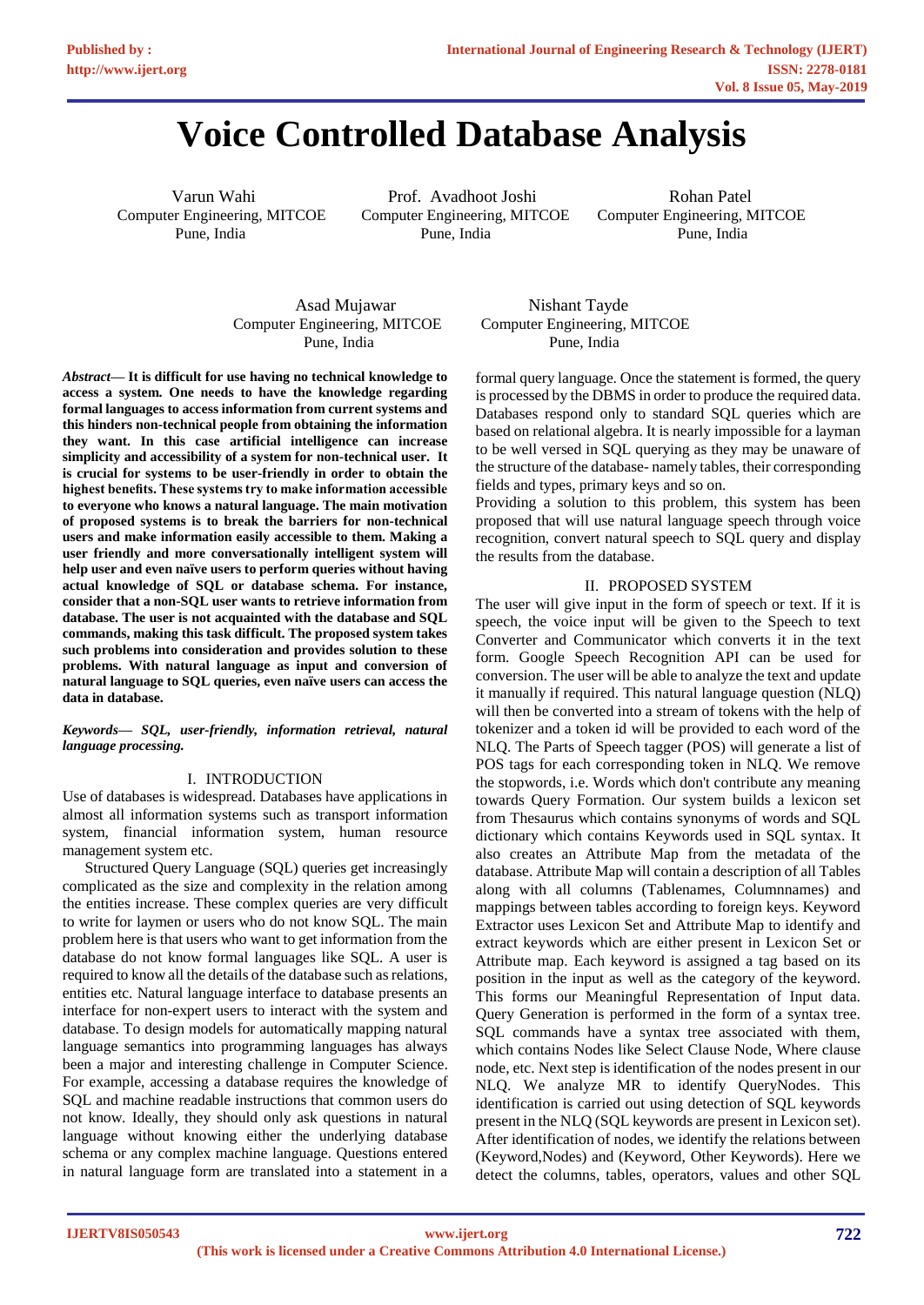# Voice Controlled Database Analysis

Varun Wahi
Computer Engineering, MITCOE
Pune, India

Prof. Avadhoot Joshi
Computer Engineering, MITCOE
Pune, India

Rohan Patel
Computer Engineering, MITCOE
Pune, India

Asad Mujawar
Computer Engineering, MITCOE
Pune, India

Nishant Tayde
Computer Engineering, MITCOE
Pune, India

***Abstract*— It is difficult for use having no technical knowledge to access a system. One needs to have the knowledge regarding formal languages to access information from current systems and this hinders non-technical people from obtaining the information they want. In this case artificial intelligence can increase simplicity and accessibility of a system for non-technical user. It is crucial for systems to be user-friendly in order to obtain the highest benefits. These systems try to make information accessible to everyone who knows a natural language. The main motivation of proposed systems is to break the barriers for non-technical users and make information easily accessible to them. Making a user friendly and more conversationally intelligent system will help user and even naïve users to perform queries without having actual knowledge of SQL or database schema. For instance, consider that a non-SQL user wants to retrieve information from database. The user is not acquainted with the database and SQL commands, making this task difficult. The proposed system takes such problems into consideration and provides solution to these problems. With natural language as input and conversion of natural language to SQL queries, even naïve users can access the data in database.**

***Keywords*— *SQL, user-friendly, information retrieval, natural language processing.***

## I. INTRODUCTION

Use of databases is widespread. Databases have applications in almost all information systems such as transport information system, financial information system, human resource management system etc.

Structured Query Language (SQL) queries get increasingly complicated as the size and complexity in the relation among the entities increase. These complex queries are very difficult to write for laymen or users who do not know SQL. The main problem here is that users who want to get information from the database do not know formal languages like SQL. A user is required to know all the details of the database such as relations, entities etc. Natural language interface to database presents an interface for non-expert users to interact with the system and database. To design models for automatically mapping natural language semantics into programming languages has always been a major and interesting challenge in Computer Science. For example, accessing a database requires the knowledge of SQL and machine readable instructions that common users do not know. Ideally, they should only ask questions in natural language without knowing either the underlying database schema or any complex machine language. Questions entered in natural language form are translated into a statement in a formal query language. Once the statement is formed, the query is processed by the DBMS in order to produce the required data. Databases respond only to standard SQL queries which are based on relational algebra. It is nearly impossible for a layman to be well versed in SQL querying as they may be unaware of the structure of the database- namely tables, their corresponding fields and types, primary keys and so on.

Providing a solution to this problem, this system has been proposed that will use natural language speech through voice recognition, convert natural speech to SQL query and display the results from the database.

## II. PROPOSED SYSTEM

The user will give input in the form of speech or text. If it is speech, the voice input will be given to the Speech to text Converter and Communicator which converts it in the text form. Google Speech Recognition API can be used for conversion. The user will be able to analyze the text and update it manually if required. This natural language question (NLQ) will then be converted into a stream of tokens with the help of tokenizer and a token id will be provided to each word of the NLQ. The Parts of Speech tagger (POS) will generate a list of POS tags for each corresponding token in NLQ. We remove the stopwords, i.e. Words which don't contribute any meaning towards Query Formation. Our system builds a lexicon set from Thesaurus which contains synonyms of words and SQL dictionary which contains Keywords used in SQL syntax. It also creates an Attribute Map from the metadata of the database. Attribute Map will contain a description of all Tables along with all columns (Tablenames, Columnnames) and mappings between tables according to foreign keys. Keyword Extractor uses Lexicon Set and Attribute Map to identify and extract keywords which are either present in Lexicon Set or Attribute map. Each keyword is assigned a tag based on its position in the input as well as the category of the keyword. This forms our Meaningful Representation of Input data. Query Generation is performed in the form of a syntax tree. SQL commands have a syntax tree associated with them, which contains Nodes like Select Clause Node, Where clause node, etc. Next step is identification of the nodes present in our NLQ. We analyze MR to identify QueryNodes. This identification is carried out using detection of SQL keywords present in the NLQ (SQL keywords are present in Lexicon set). After identification of nodes, we identify the relations between (Keyword,Nodes) and (Keyword, Other Keywords). Here we detect the columns, tables, operators, values and other SQL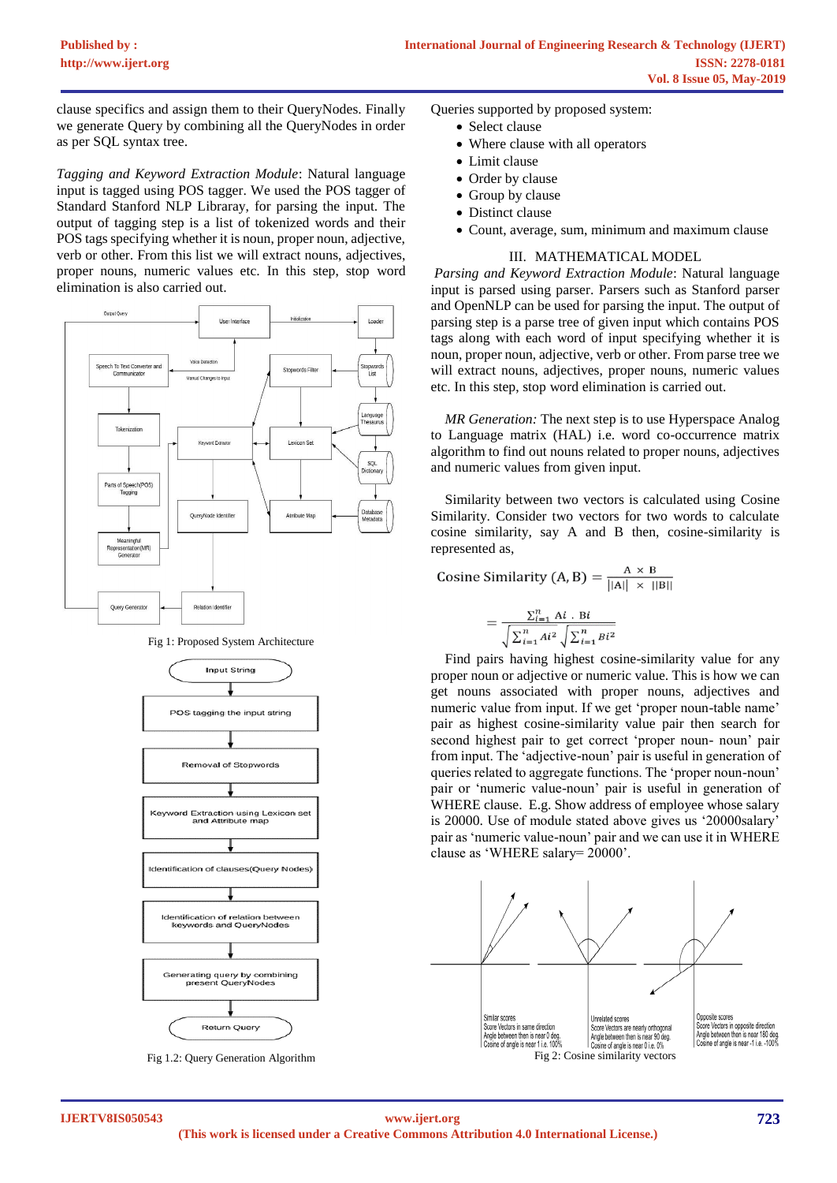clause specifics and assign them to their QueryNodes. Finally we generate Query by combining all the QueryNodes in order as per SQL syntax tree.

*Tagging and Keyword Extraction Module*: Natural language input is tagged using POS tagger. We used the POS tagger of Standard Stanford NLP Libraray, for parsing the input. The output of tagging step is a list of tokenized words and their POS tags specifying whether it is noun, proper noun, adjective, verb or other. From this list we will extract nouns, adjectives, proper nouns, numeric values etc. In this step, stop word elimination is also carried out.

Output Query
User Interface
Initialization
Loader
Speech To Text Converter and Communicator
Voice Detection
Manual Changes to input
Stopwords Filter
Stopwords List
Tokenization
Keyword Extractor
Lexicon Set
Language Thesaurus
SQL Dictionary
Parts of Speech(POS) Tagging
QueryNode Identifier
Attribute Map
Database Metadata
Meaningful Representation(MR) Generator
Query Generator
Relation Identifier

Fig 1: Proposed System Architecture

Input String
POS tagging the input string
Removal of Stopwords
Keyword Extraction using Lexicon set and Attribute map
Identification of clauses(Query Nodes)
Identification of relation between keywords and QueryNodes
Generating query by combining present QueryNodes
Return Query

Fig 1.2: Query Generation Algorithm

Queries supported by proposed system:

- Select clause
- Where clause with all operators
- Limit clause
- Order by clause
- Group by clause
- Distinct clause
- Count, average, sum, minimum and maximum clause

## III. MATHEMATICAL MODEL

*Parsing and Keyword Extraction Module*: Natural language input is parsed using parser. Parsers such as Stanford parser and OpenNLP can be used for parsing the input. The output of parsing step is a parse tree of given input which contains POS tags along with each word of input specifying whether it is noun, proper noun, adjective, verb or other. From parse tree we will extract nouns, adjectives, proper nouns, numeric values etc. In this step, stop word elimination is carried out.

*MR Generation:* The next step is to use Hyperspace Analog to Language matrix (HAL) i.e. word co-occurrence matrix algorithm to find out nouns related to proper nouns, adjectives and numeric values from given input.

Similarity between two vectors is calculated using Cosine Similarity. Consider two vectors for two words to calculate cosine similarity, say A and B then, cosine-similarity is represented as,

$$\text{Cosine Similarity }(A, B) = \frac{A \times B}{||A|| \times ||B||}$$

$$= \frac{\sum_{i=1}^{n} Ai \cdot Bi}{\sqrt{\sum_{i=1}^{n} Ai^2} \sqrt{\sum_{i=1}^{n} Bi^2}}$$

Find pairs having highest cosine-similarity value for any proper noun or adjective or numeric value. This is how we can get nouns associated with proper nouns, adjectives and numeric value from input. If we get 'proper noun-table name' pair as highest cosine-similarity value pair then search for second highest pair to get correct 'proper noun- noun' pair from input. The 'adjective-noun' pair is useful in generation of queries related to aggregate functions. The 'proper noun-noun' pair or 'numeric value-noun' pair is useful in generation of WHERE clause. E.g. Show address of employee whose salary is 20000. Use of module stated above gives us '20000salary' pair as 'numeric value-noun' pair and we can use it in WHERE clause as 'WHERE salary= 20000'.

Similar scores
Score Vectors in same direction
Angle between then is near 0 deg.
Cosine of angle is near 1 i.e. 100%

Unrelated scores
Score Vectors are nearly orthogonal
Angle between then is near 90 deg.
Cosine of angle is near 0 i.e. 0%

Opposite scores
Score Vectors in opposite direction
Angle between then is near 180 deg.
Cosine of angle is near -1 i.e. -100%

Fig 2: Cosine similarity vectors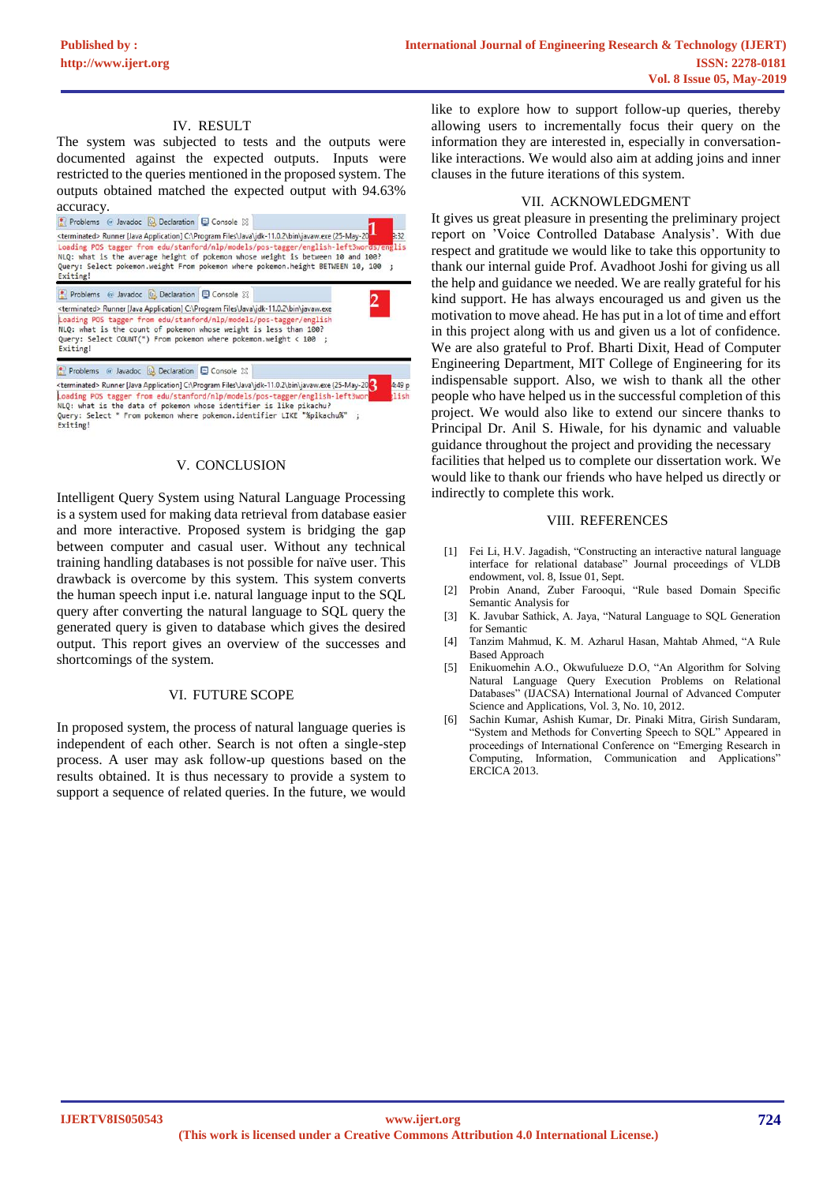## IV. RESULT

The system was subjected to tests and the outputs were documented against the expected outputs. Inputs were restricted to the queries mentioned in the proposed system. The outputs obtained matched the expected output with 94.63% accuracy.

```
<terminated> Runner [Java Application] C:\Program Files\Java\jdk-11.0.2\bin\javaw.exe (25-May-20
Loading POS tagger from edu/stanford/nlp/models/pos-tagger/english-left3words/englis
NLQ: what is the average height of pokemon whose weight is between 10 and 100?
Query: Select pokemon.weight From pokemon where pokemon.height BETWEEN 10, 100 ;
Exiting!
```

```
<terminated> Runner [Java Application] C:\Program Files\Java\jdk-11.0.2\bin\javaw.exe
Loading POS tagger from edu/stanford/nlp/models/pos-tagger/english
NLQ: what is the count of pokemon whose weight is less than 100?
Query: Select COUNT(*) From pokemon where pokemon.weight < 100 ;
Exiting!
```

```
<terminated> Runner [Java Application] C:\Program Files\Java\jdk-11.0.2\bin\javaw.exe (25-May-20
Loading POS tagger from edu/stanford/nlp/models/pos-tagger/english-left3wor lish
NLQ: what is the data of pokemon whose identifier is like pikachu?
Query: Select * From pokemon where pokemon.identifier LIKE "%pikachu%" ;
Exiting!
```

## V. CONCLUSION

Intelligent Query System using Natural Language Processing is a system used for making data retrieval from database easier and more interactive. Proposed system is bridging the gap between computer and casual user. Without any technical training handling databases is not possible for naïve user. This drawback is overcome by this system. This system converts the human speech input i.e. natural language input to the SQL query after converting the natural language to SQL query the generated query is given to database which gives the desired output. This report gives an overview of the successes and shortcomings of the system.

## VI. FUTURE SCOPE

In proposed system, the process of natural language queries is independent of each other. Search is not often a single-step process. A user may ask follow-up questions based on the results obtained. It is thus necessary to provide a system to support a sequence of related queries. In the future, we would like to explore how to support follow-up queries, thereby allowing users to incrementally focus their query on the information they are interested in, especially in conversation-like interactions. We would also aim at adding joins and inner clauses in the future iterations of this system.

## VII. ACKNOWLEDGMENT

It gives us great pleasure in presenting the preliminary project report on 'Voice Controlled Database Analysis'. With due respect and gratitude we would like to take this opportunity to thank our internal guide Prof. Avadhoot Joshi for giving us all the help and guidance we needed. We are really grateful for his kind support. He has always encouraged us and given us the motivation to move ahead. He has put in a lot of time and effort in this project along with us and given us a lot of confidence. We are also grateful to Prof. Bharti Dixit, Head of Computer Engineering Department, MIT College of Engineering for its indispensable support. Also, we wish to thank all the other people who have helped us in the successful completion of this project. We would also like to extend our sincere thanks to Principal Dr. Anil S. Hiwale, for his dynamic and valuable guidance throughout the project and providing the necessary facilities that helped us to complete our dissertation work. We would like to thank our friends who have helped us directly or indirectly to complete this work.

## VIII. REFERENCES

[1] Fei Li, H.V. Jagadish, "Constructing an interactive natural language interface for relational database" Journal proceedings of VLDB endowment, vol. 8, Issue 01, Sept.

[2] Probin Anand, Zuber Farooqui, "Rule based Domain Specific Semantic Analysis for

[3] K. Javubar Sathick, A. Jaya, "Natural Language to SQL Generation for Semantic

[4] Tanzim Mahmud, K. M. Azharul Hasan, Mahtab Ahmed, "A Rule Based Approach

[5] Enikuomehin A.O., Okwufulueze D.O, "An Algorithm for Solving Natural Language Query Execution Problems on Relational Databases" (IJACSA) International Journal of Advanced Computer Science and Applications, Vol. 3, No. 10, 2012.

[6] Sachin Kumar, Ashish Kumar, Dr. Pinaki Mitra, Girish Sundaram, "System and Methods for Converting Speech to SQL" Appeared in proceedings of International Conference on "Emerging Research in Computing, Information, Communication and Applications" ERCICA 2013.